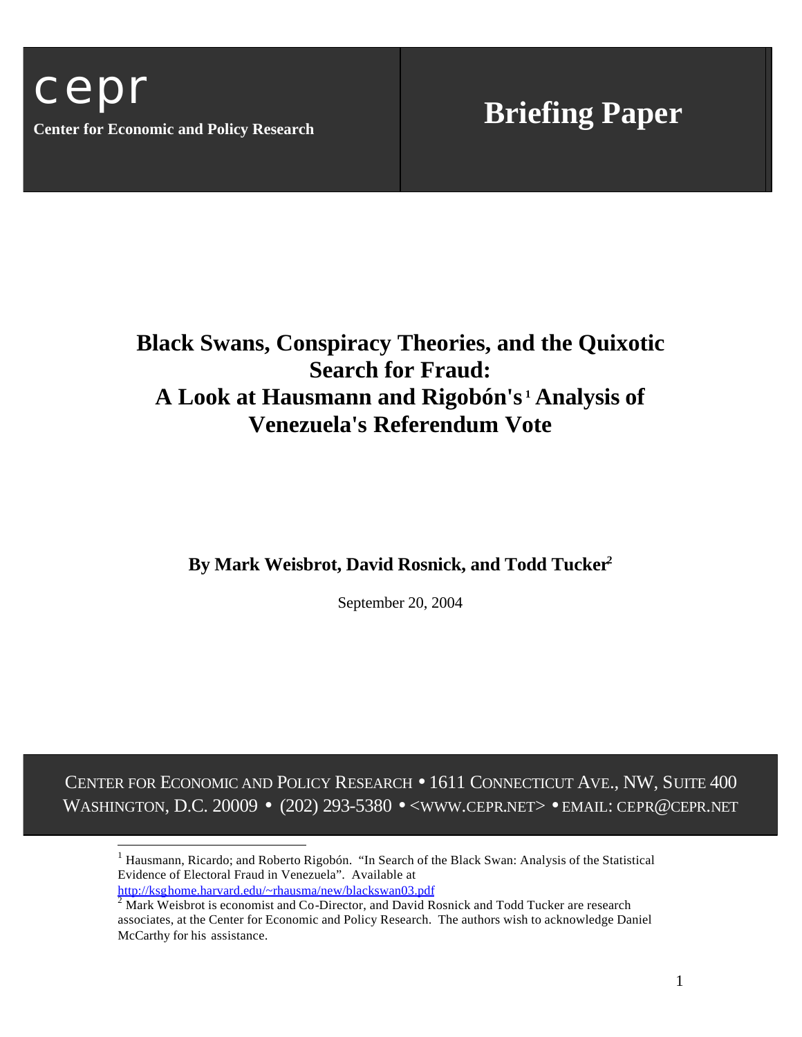cepr

**Center for Economic and Policy Research**

**Briefing Paper**

# Black Swans, Conspiracy Theories, and the Quixotic Search for Fraud: A Look at Hausmann and Rigobón's[1] Analysis of Venezuela's Referendum Vote

**By Mark Weisbrot, David Rosnick, and Todd Tucker[2]**

September 20, 2004

CENTER FOR ECONOMIC AND POLICY RESEARCH • 1611 CONNECTICUT AVE., NW, SUITE 400 WASHINGTON, D.C. 20009 • (202) 293-5380 • <WWW.CEPR.NET> • EMAIL: CEPR@CEPR.NET

---

[1] Hausmann, Ricardo; and Roberto Rigobón. "In Search of the Black Swan: Analysis of the Statistical Evidence of Electoral Fraud in Venezuela". Available at http://ksghome.harvard.edu/~rhausma/new/blackswan03.pdf

[2] Mark Weisbrot is economist and Co-Director, and David Rosnick and Todd Tucker are research associates, at the Center for Economic and Policy Research. The authors wish to acknowledge Daniel McCarthy for his assistance.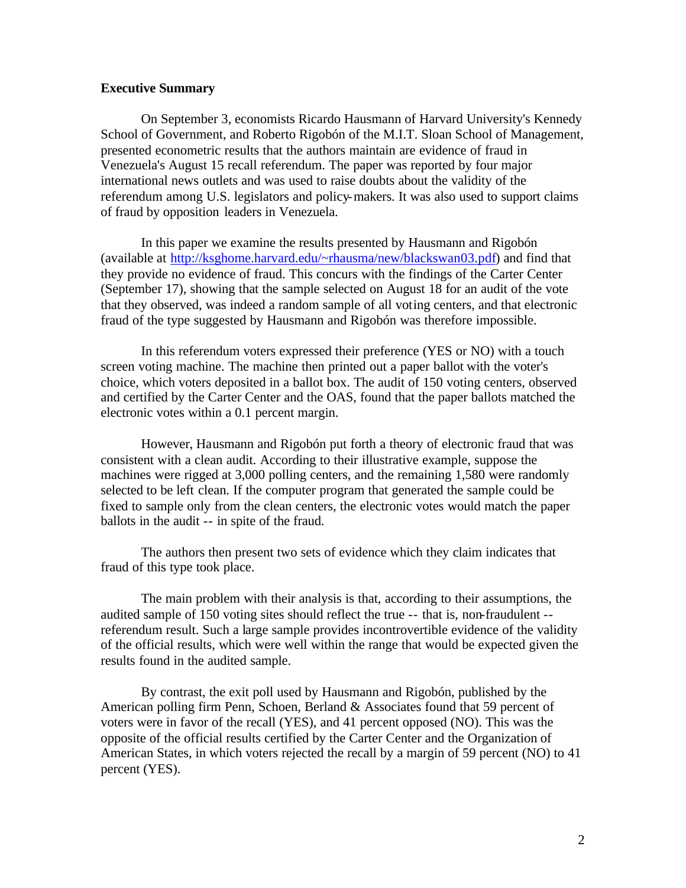**Executive Summary**

On September 3, economists Ricardo Hausmann of Harvard University's Kennedy School of Government, and Roberto Rigobón of the M.I.T. Sloan School of Management, presented econometric results that the authors maintain are evidence of fraud in Venezuela's August 15 recall referendum. The paper was reported by four major international news outlets and was used to raise doubts about the validity of the referendum among U.S. legislators and policy-makers. It was also used to support claims of fraud by opposition leaders in Venezuela.

In this paper we examine the results presented by Hausmann and Rigobón (available at http://ksghome.harvard.edu/~rhausma/new/blackswan03.pdf) and find that they provide no evidence of fraud. This concurs with the findings of the Carter Center (September 17), showing that the sample selected on August 18 for an audit of the vote that they observed, was indeed a random sample of all voting centers, and that electronic fraud of the type suggested by Hausmann and Rigobón was therefore impossible.

In this referendum voters expressed their preference (YES or NO) with a touch screen voting machine. The machine then printed out a paper ballot with the voter's choice, which voters deposited in a ballot box. The audit of 150 voting centers, observed and certified by the Carter Center and the OAS, found that the paper ballots matched the electronic votes within a 0.1 percent margin.

However, Hausmann and Rigobón put forth a theory of electronic fraud that was consistent with a clean audit. According to their illustrative example, suppose the machines were rigged at 3,000 polling centers, and the remaining 1,580 were randomly selected to be left clean. If the computer program that generated the sample could be fixed to sample only from the clean centers, the electronic votes would match the paper ballots in the audit -- in spite of the fraud.

The authors then present two sets of evidence which they claim indicates that fraud of this type took place.

The main problem with their analysis is that, according to their assumptions, the audited sample of 150 voting sites should reflect the true -- that is, non-fraudulent -- referendum result. Such a large sample provides incontrovertible evidence of the validity of the official results, which were well within the range that would be expected given the results found in the audited sample.

By contrast, the exit poll used by Hausmann and Rigobón, published by the American polling firm Penn, Schoen, Berland & Associates found that 59 percent of voters were in favor of the recall (YES), and 41 percent opposed (NO). This was the opposite of the official results certified by the Carter Center and the Organization of American States, in which voters rejected the recall by a margin of 59 percent (NO) to 41 percent (YES).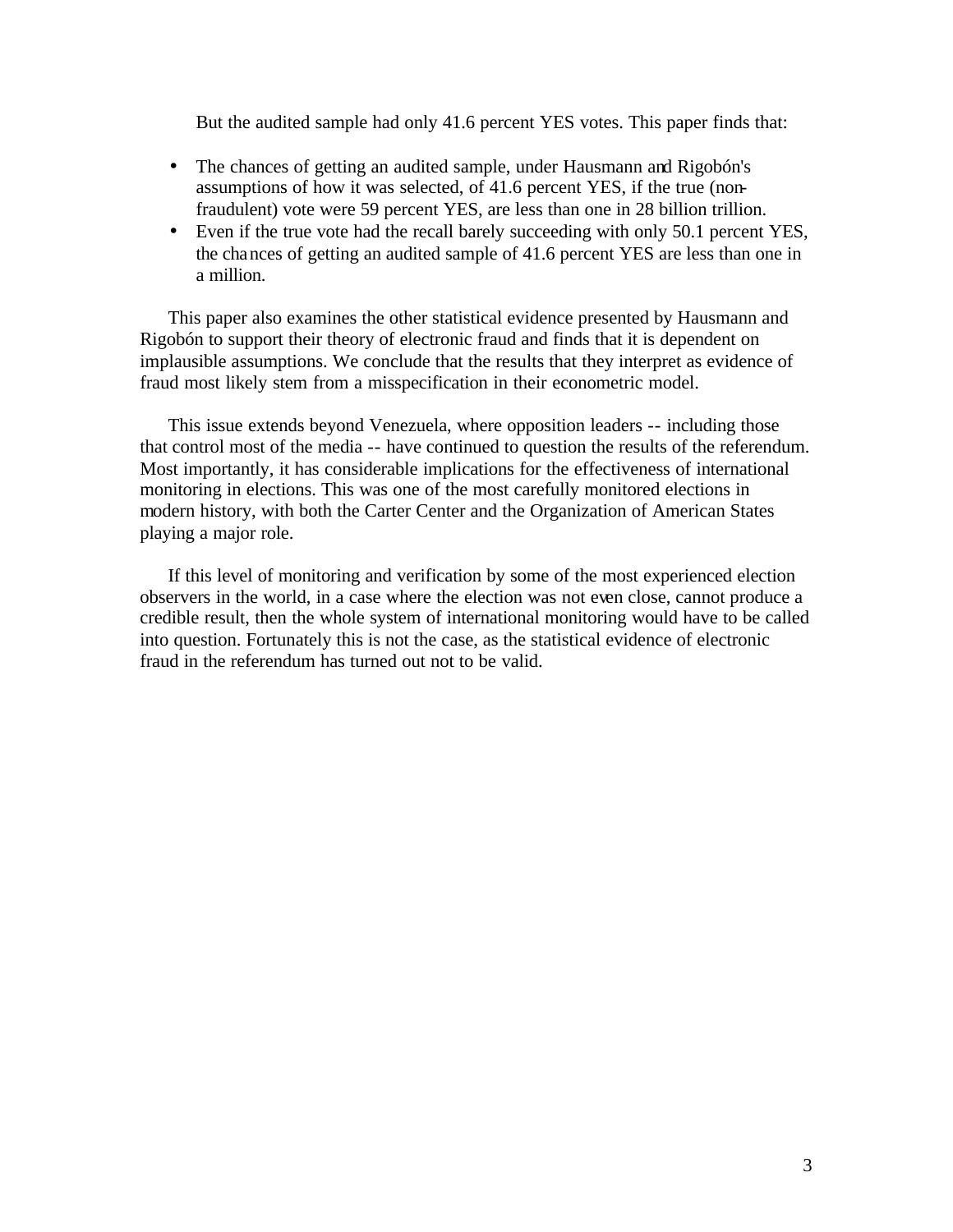But the audited sample had only 41.6 percent YES votes. This paper finds that:

- The chances of getting an audited sample, under Hausmann and Rigobón's assumptions of how it was selected, of 41.6 percent YES, if the true (non-fraudulent) vote were 59 percent YES, are less than one in 28 billion trillion.
- Even if the true vote had the recall barely succeeding with only 50.1 percent YES, the chances of getting an audited sample of 41.6 percent YES are less than one in a million.

This paper also examines the other statistical evidence presented by Hausmann and Rigobón to support their theory of electronic fraud and finds that it is dependent on implausible assumptions. We conclude that the results that they interpret as evidence of fraud most likely stem from a misspecification in their econometric model.

This issue extends beyond Venezuela, where opposition leaders -- including those that control most of the media -- have continued to question the results of the referendum. Most importantly, it has considerable implications for the effectiveness of international monitoring in elections. This was one of the most carefully monitored elections in modern history, with both the Carter Center and the Organization of American States playing a major role.

If this level of monitoring and verification by some of the most experienced election observers in the world, in a case where the election was not even close, cannot produce a credible result, then the whole system of international monitoring would have to be called into question. Fortunately this is not the case, as the statistical evidence of electronic fraud in the referendum has turned out not to be valid.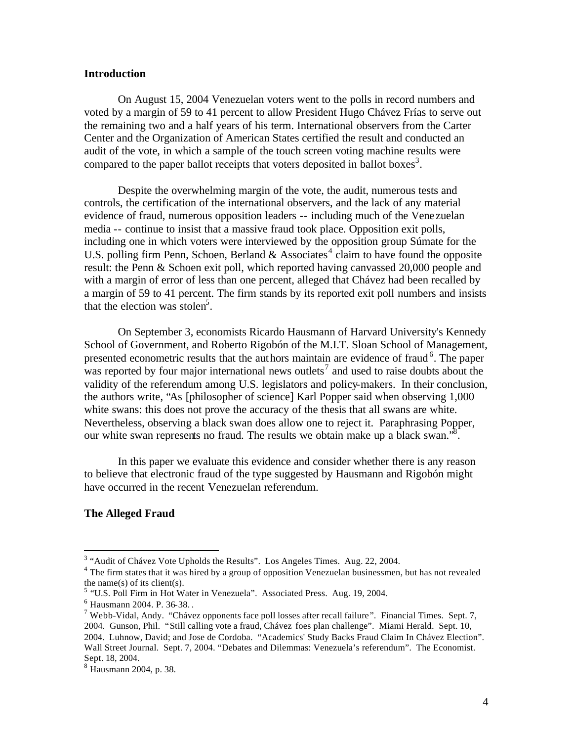**Introduction**

On August 15, 2004 Venezuelan voters went to the polls in record numbers and voted by a margin of 59 to 41 percent to allow President Hugo Chávez Frías to serve out the remaining two and a half years of his term. International observers from the Carter Center and the Organization of American States certified the result and conducted an audit of the vote, in which a sample of the touch screen voting machine results were compared to the paper ballot receipts that voters deposited in ballot boxes[3].

Despite the overwhelming margin of the vote, the audit, numerous tests and controls, the certification of the international observers, and the lack of any material evidence of fraud, numerous opposition leaders -- including much of the Venezuelan media -- continue to insist that a massive fraud took place. Opposition exit polls, including one in which voters were interviewed by the opposition group Súmate for the U.S. polling firm Penn, Schoen, Berland & Associates[4] claim to have found the opposite result: the Penn & Schoen exit poll, which reported having canvassed 20,000 people and with a margin of error of less than one percent, alleged that Chávez had been recalled by a margin of 59 to 41 percent. The firm stands by its reported exit poll numbers and insists that the election was stolen[5].

On September 3, economists Ricardo Hausmann of Harvard University's Kennedy School of Government, and Roberto Rigobón of the M.I.T. Sloan School of Management, presented econometric results that the authors maintain are evidence of fraud[6]. The paper was reported by four major international news outlets[7] and used to raise doubts about the validity of the referendum among U.S. legislators and policy-makers. In their conclusion, the authors write, "As [philosopher of science] Karl Popper said when observing 1,000 white swans: this does not prove the accuracy of the thesis that all swans are white. Nevertheless, observing a black swan does allow one to reject it. Paraphrasing Popper, our white swan represents no fraud. The results we obtain make up a black swan."[8].

In this paper we evaluate this evidence and consider whether there is any reason to believe that electronic fraud of the type suggested by Hausmann and Rigobón might have occurred in the recent Venezuelan referendum.

**The Alleged Fraud**

---

[3] "Audit of Chávez Vote Upholds the Results". Los Angeles Times. Aug. 22, 2004.

[4] The firm states that it was hired by a group of opposition Venezuelan businessmen, but has not revealed the name(s) of its client(s).

[5] "U.S. Poll Firm in Hot Water in Venezuela". Associated Press. Aug. 19, 2004.

[6] Hausmann 2004. P. 36-38. .

[7] Webb-Vidal, Andy. "Chávez opponents face poll losses after recall failure". Financial Times. Sept. 7, 2004. Gunson, Phil. "Still calling vote a fraud, Chávez foes plan challenge". Miami Herald. Sept. 10, 2004. Luhnow, David; and Jose de Cordoba. "Academics' Study Backs Fraud Claim In Chávez Election". Wall Street Journal. Sept. 7, 2004. "Debates and Dilemmas: Venezuela's referendum". The Economist. Sept. 18, 2004.

[8] Hausmann 2004, p. 38.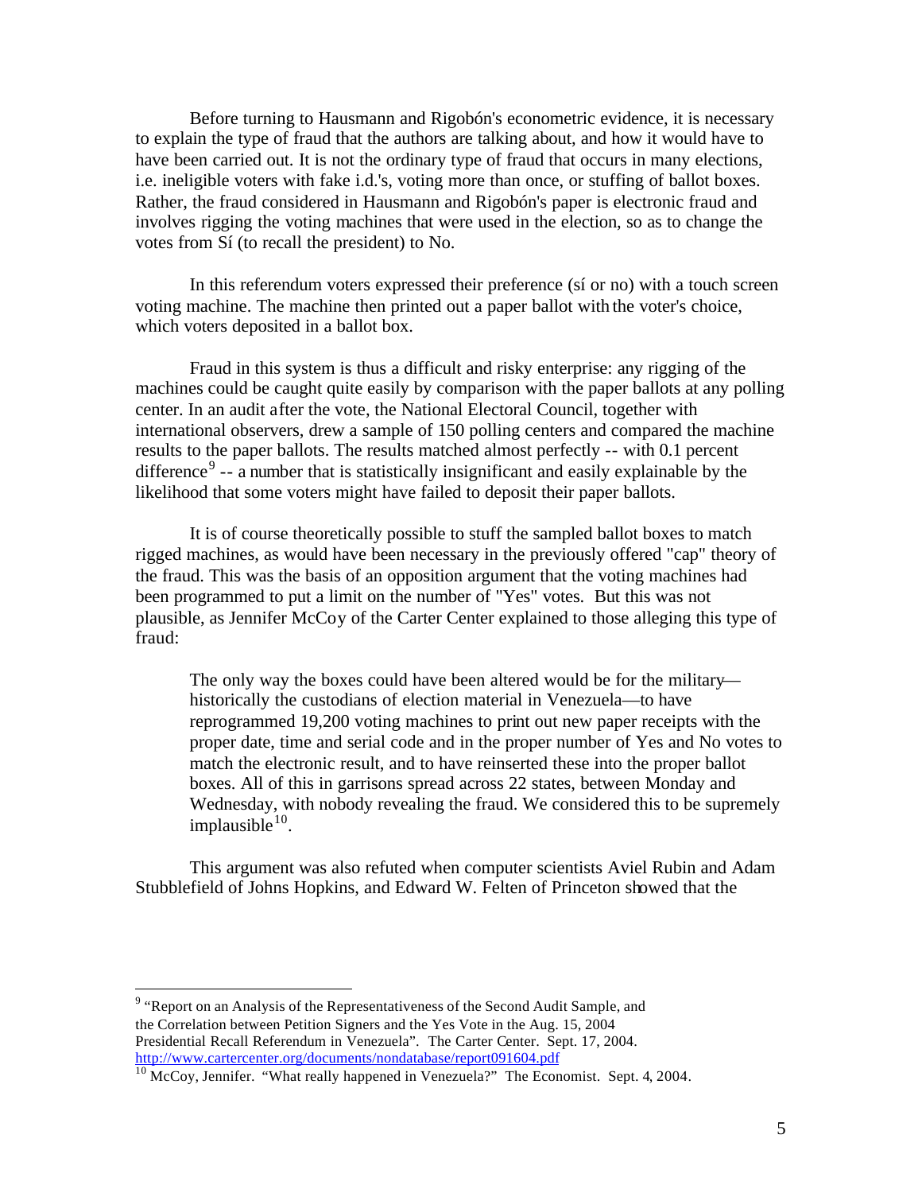Before turning to Hausmann and Rigobón's econometric evidence, it is necessary to explain the type of fraud that the authors are talking about, and how it would have to have been carried out. It is not the ordinary type of fraud that occurs in many elections, i.e. ineligible voters with fake i.d.'s, voting more than once, or stuffing of ballot boxes. Rather, the fraud considered in Hausmann and Rigobón's paper is electronic fraud and involves rigging the voting machines that were used in the election, so as to change the votes from Sí (to recall the president) to No.

In this referendum voters expressed their preference (sí or no) with a touch screen voting machine. The machine then printed out a paper ballot with the voter's choice, which voters deposited in a ballot box.

Fraud in this system is thus a difficult and risky enterprise: any rigging of the machines could be caught quite easily by comparison with the paper ballots at any polling center. In an audit after the vote, the National Electoral Council, together with international observers, drew a sample of 150 polling centers and compared the machine results to the paper ballots. The results matched almost perfectly -- with 0.1 percent difference[9] -- a number that is statistically insignificant and easily explainable by the likelihood that some voters might have failed to deposit their paper ballots.

It is of course theoretically possible to stuff the sampled ballot boxes to match rigged machines, as would have been necessary in the previously offered "cap" theory of the fraud. This was the basis of an opposition argument that the voting machines had been programmed to put a limit on the number of "Yes" votes. But this was not plausible, as Jennifer McCoy of the Carter Center explained to those alleging this type of fraud:

> The only way the boxes could have been altered would be for the military—historically the custodians of election material in Venezuela—to have reprogrammed 19,200 voting machines to print out new paper receipts with the proper date, time and serial code and in the proper number of Yes and No votes to match the electronic result, and to have reinserted these into the proper ballot boxes. All of this in garrisons spread across 22 states, between Monday and Wednesday, with nobody revealing the fraud. We considered this to be supremely implausible[10].

This argument was also refuted when computer scientists Aviel Rubin and Adam Stubblefield of Johns Hopkins, and Edward W. Felten of Princeton showed that the

---

[9] "Report on an Analysis of the Representativeness of the Second Audit Sample, and the Correlation between Petition Signers and the Yes Vote in the Aug. 15, 2004 Presidential Recall Referendum in Venezuela". The Carter Center. Sept. 17, 2004. http://www.cartercenter.org/documents/nondatabase/report091604.pdf

[10] McCoy, Jennifer. "What really happened in Venezuela?" The Economist. Sept. 4, 2004.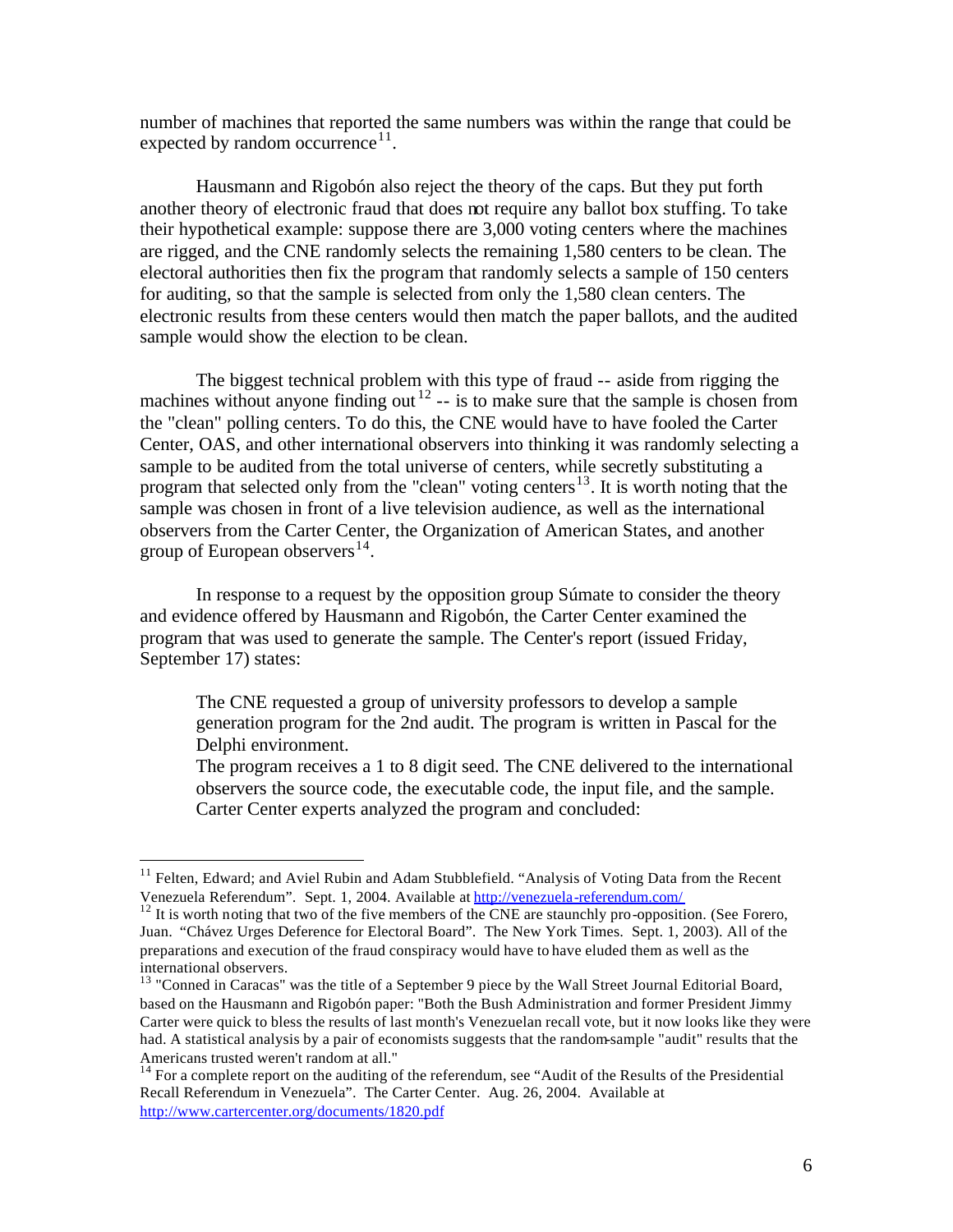number of machines that reported the same numbers was within the range that could be expected by random occurrence[11].

Hausmann and Rigobón also reject the theory of the caps. But they put forth another theory of electronic fraud that does not require any ballot box stuffing. To take their hypothetical example: suppose there are 3,000 voting centers where the machines are rigged, and the CNE randomly selects the remaining 1,580 centers to be clean. The electoral authorities then fix the program that randomly selects a sample of 150 centers for auditing, so that the sample is selected from only the 1,580 clean centers. The electronic results from these centers would then match the paper ballots, and the audited sample would show the election to be clean.

The biggest technical problem with this type of fraud -- aside from rigging the machines without anyone finding out[12] -- is to make sure that the sample is chosen from the "clean" polling centers. To do this, the CNE would have to have fooled the Carter Center, OAS, and other international observers into thinking it was randomly selecting a sample to be audited from the total universe of centers, while secretly substituting a program that selected only from the "clean" voting centers[13]. It is worth noting that the sample was chosen in front of a live television audience, as well as the international observers from the Carter Center, the Organization of American States, and another group of European observers[14].

In response to a request by the opposition group Súmate to consider the theory and evidence offered by Hausmann and Rigobón, the Carter Center examined the program that was used to generate the sample. The Center's report (issued Friday, September 17) states:

> The CNE requested a group of university professors to develop a sample generation program for the 2nd audit. The program is written in Pascal for the Delphi environment.
> The program receives a 1 to 8 digit seed. The CNE delivered to the international observers the source code, the executable code, the input file, and the sample. Carter Center experts analyzed the program and concluded:

---

[11] Felten, Edward; and Aviel Rubin and Adam Stubblefield. "Analysis of Voting Data from the Recent Venezuela Referendum". Sept. 1, 2004. Available at http://venezuela-referendum.com/

[12] It is worth noting that two of the five members of the CNE are staunchly pro-opposition. (See Forero, Juan. "Chávez Urges Deference for Electoral Board". The New York Times. Sept. 1, 2003). All of the preparations and execution of the fraud conspiracy would have to have eluded them as well as the international observers.

[13] "Conned in Caracas" was the title of a September 9 piece by the Wall Street Journal Editorial Board, based on the Hausmann and Rigobón paper: "Both the Bush Administration and former President Jimmy Carter were quick to bless the results of last month's Venezuelan recall vote, but it now looks like they were had. A statistical analysis by a pair of economists suggests that the random-sample "audit" results that the Americans trusted weren't random at all."

[14] For a complete report on the auditing of the referendum, see "Audit of the Results of the Presidential Recall Referendum in Venezuela". The Carter Center. Aug. 26, 2004. Available at http://www.cartercenter.org/documents/1820.pdf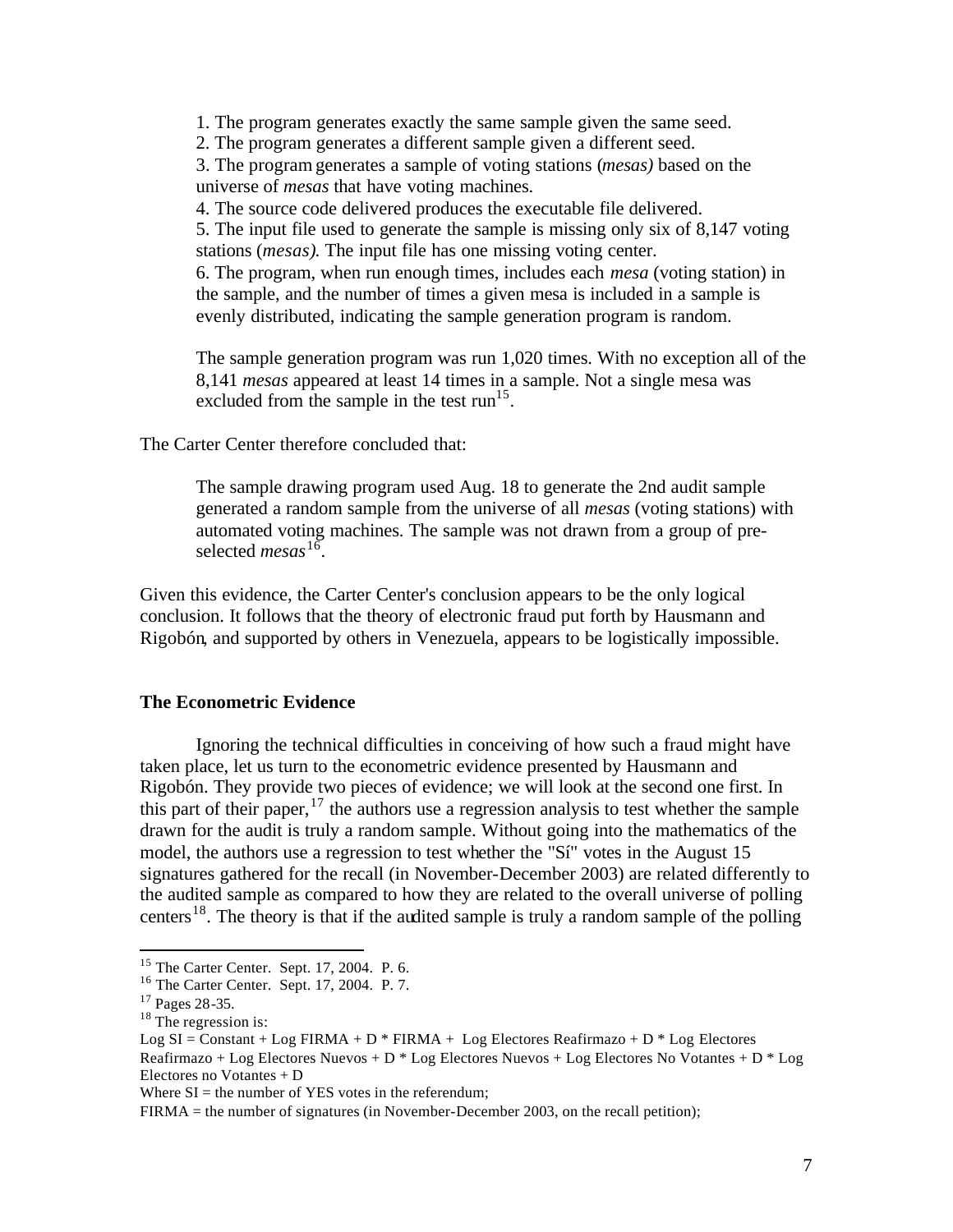> 1. The program generates exactly the same sample given the same seed.
> 2. The program generates a different sample given a different seed.
> 3. The program generates a sample of voting stations (*mesas)* based on the universe of *mesas* that have voting machines.
> 4. The source code delivered produces the executable file delivered.
> 5. The input file used to generate the sample is missing only six of 8,147 voting stations (*mesas).* The input file has one missing voting center.
> 6. The program, when run enough times, includes each *mesa* (voting station) in the sample, and the number of times a given mesa is included in a sample is evenly distributed, indicating the sample generation program is random.
>
> The sample generation program was run 1,020 times. With no exception all of the 8,141 *mesas* appeared at least 14 times in a sample. Not a single mesa was excluded from the sample in the test run[15].

The Carter Center therefore concluded that:

> The sample drawing program used Aug. 18 to generate the 2nd audit sample generated a random sample from the universe of all *mesas* (voting stations) with automated voting machines. The sample was not drawn from a group of pre-selected *mesas*[16].

Given this evidence, the Carter Center's conclusion appears to be the only logical conclusion. It follows that the theory of electronic fraud put forth by Hausmann and Rigobón, and supported by others in Venezuela, appears to be logistically impossible.

**The Econometric Evidence**

Ignoring the technical difficulties in conceiving of how such a fraud might have taken place, let us turn to the econometric evidence presented by Hausmann and Rigobón. They provide two pieces of evidence; we will look at the second one first. In this part of their paper,[17] the authors use a regression analysis to test whether the sample drawn for the audit is truly a random sample. Without going into the mathematics of the model, the authors use a regression to test whether the "Sí" votes in the August 15 signatures gathered for the recall (in November-December 2003) are related differently to the audited sample as compared to how they are related to the overall universe of polling centers[18]. The theory is that if the audited sample is truly a random sample of the polling

---

[15] The Carter Center. Sept. 17, 2004. P. 6.

[16] The Carter Center. Sept. 17, 2004. P. 7.

[17] Pages 28-35.

[18] The regression is:

Log SI = Constant + Log FIRMA + D * FIRMA + Log Electores Reafirmazo + D * Log Electores Reafirmazo + Log Electores Nuevos + D * Log Electores Nuevos + Log Electores No Votantes + D * Log Electores no Votantes + D

Where SI = the number of YES votes in the referendum;

FIRMA = the number of signatures (in November-December 2003, on the recall petition);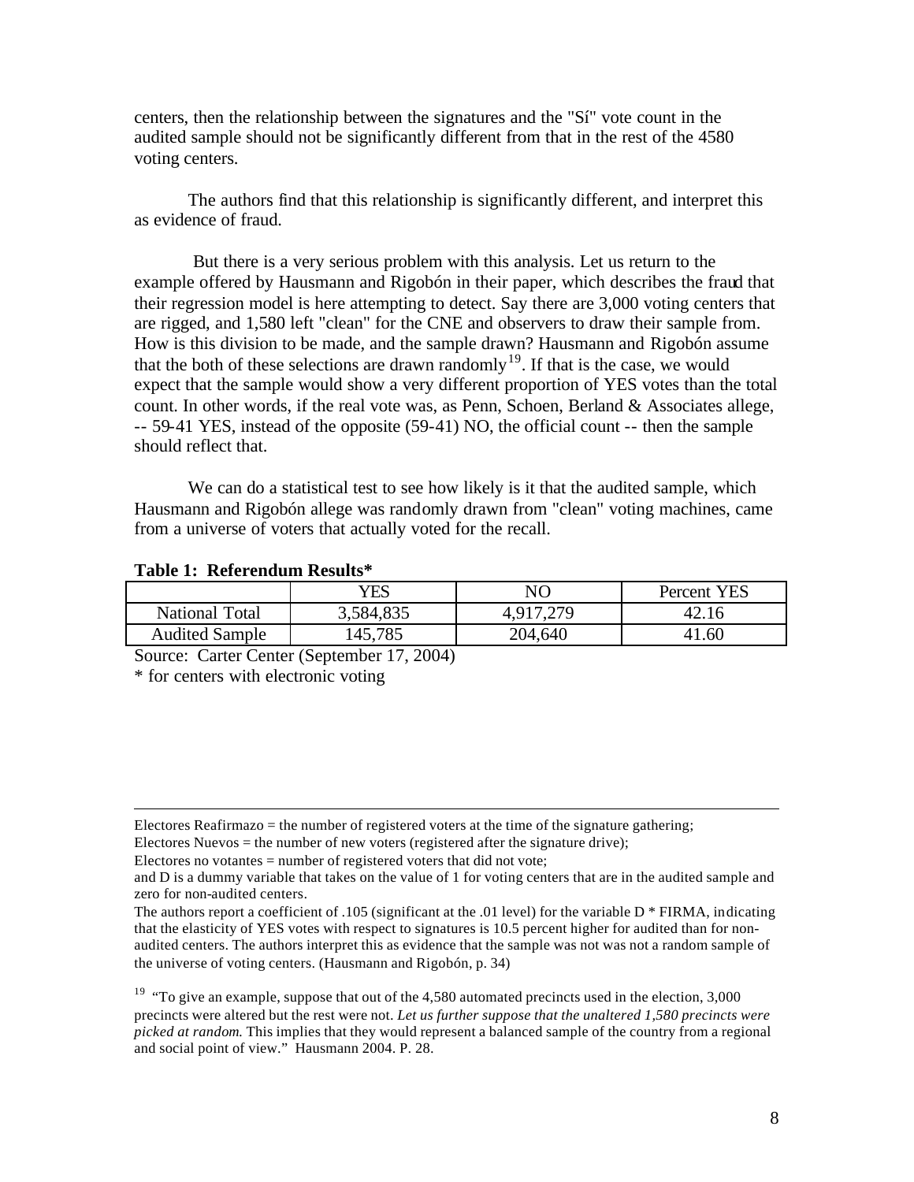centers, then the relationship between the signatures and the "Sí" vote count in the audited sample should not be significantly different from that in the rest of the 4580 voting centers.

The authors find that this relationship is significantly different, and interpret this as evidence of fraud.

But there is a very serious problem with this analysis. Let us return to the example offered by Hausmann and Rigobón in their paper, which describes the fraud that their regression model is here attempting to detect. Say there are 3,000 voting centers that are rigged, and 1,580 left "clean" for the CNE and observers to draw their sample from. How is this division to be made, and the sample drawn? Hausmann and Rigobón assume that the both of these selections are drawn randomly[19]. If that is the case, we would expect that the sample would show a very different proportion of YES votes than the total count. In other words, if the real vote was, as Penn, Schoen, Berland & Associates allege, -- 59-41 YES, instead of the opposite (59-41) NO, the official count -- then the sample should reflect that.

We can do a statistical test to see how likely is it that the audited sample, which Hausmann and Rigobón allege was randomly drawn from "clean" voting machines, came from a universe of voters that actually voted for the recall.

**Table 1: Referendum Results***

| | YES | NO | Percent YES |
|---|---|---|---|
| National Total | 3,584,835 | 4,917,279 | 42.16 |
| Audited Sample | 145,785 | 204,640 | 41.60 |

Source: Carter Center (September 17, 2004)

* for centers with electronic voting

---

Electores Reafirmazo = the number of registered voters at the time of the signature gathering;

Electores Nuevos = the number of new voters (registered after the signature drive);

Electores no votantes = number of registered voters that did not vote;

and D is a dummy variable that takes on the value of 1 for voting centers that are in the audited sample and zero for non-audited centers.

The authors report a coefficient of .105 (significant at the .01 level) for the variable D * FIRMA, indicating that the elasticity of YES votes with respect to signatures is 10.5 percent higher for audited than for non-audited centers. The authors interpret this as evidence that the sample was not was not a random sample of the universe of voting centers. (Hausmann and Rigobón, p. 34)

[19] "To give an example, suppose that out of the 4,580 automated precincts used in the election, 3,000 precincts were altered but the rest were not. *Let us further suppose that the unaltered 1,580 precincts were picked at random.* This implies that they would represent a balanced sample of the country from a regional and social point of view." Hausmann 2004. P. 28.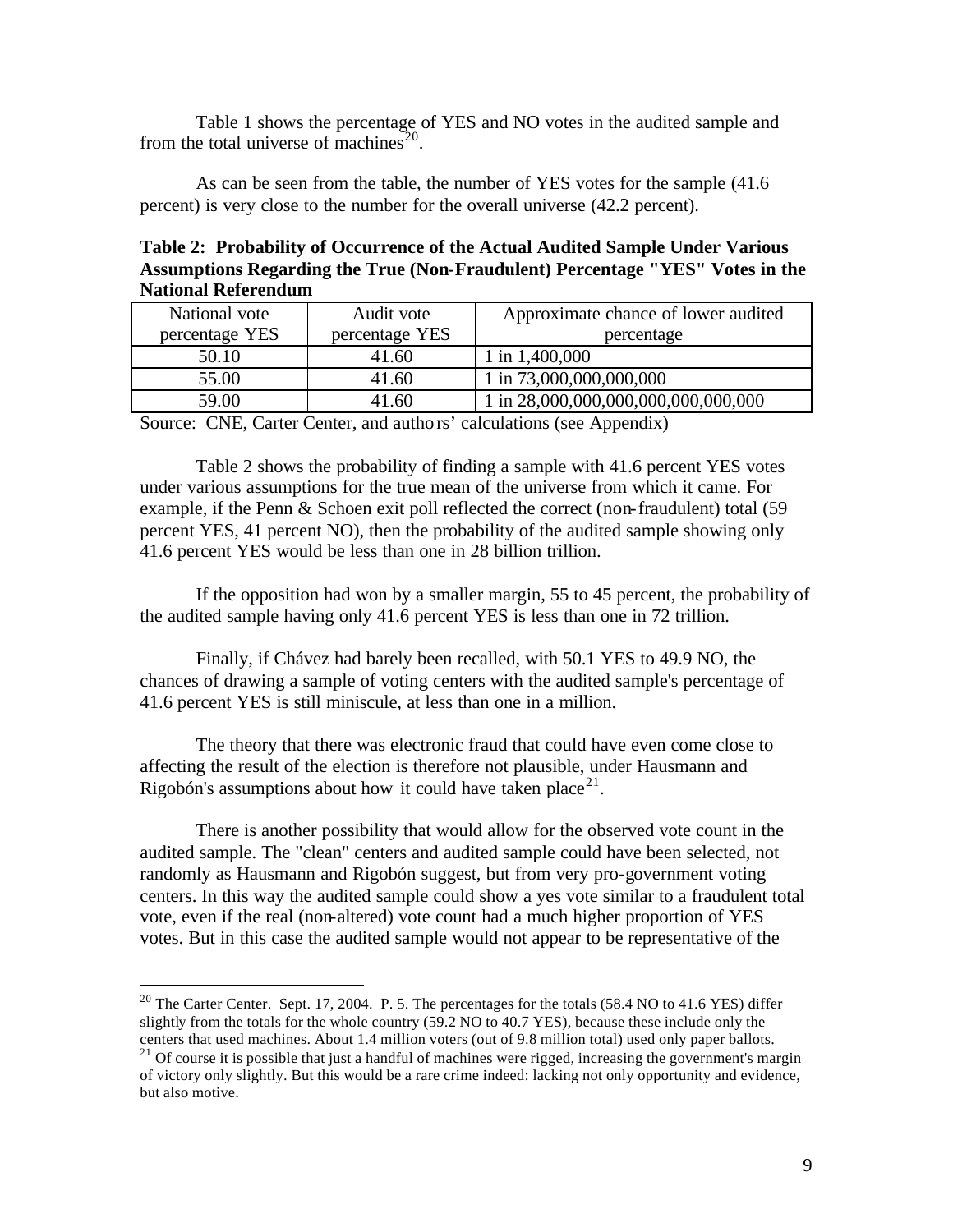Table 1 shows the percentage of YES and NO votes in the audited sample and from the total universe of machines[20].

As can be seen from the table, the number of YES votes for the sample (41.6 percent) is very close to the number for the overall universe (42.2 percent).

**Table 2: Probability of Occurrence of the Actual Audited Sample Under Various Assumptions Regarding the True (Non-Fraudulent) Percentage "YES" Votes in the National Referendum**

| National vote percentage YES | Audit vote percentage YES | Approximate chance of lower audited percentage |
| --- | --- | --- |
| 50.10 | 41.60 | 1 in 1,400,000 |
| 55.00 | 41.60 | 1 in 73,000,000,000,000 |
| 59.00 | 41.60 | 1 in 28,000,000,000,000,000,000 |

Source: CNE, Carter Center, and authors' calculations (see Appendix)

Table 2 shows the probability of finding a sample with 41.6 percent YES votes under various assumptions for the true mean of the universe from which it came. For example, if the Penn & Schoen exit poll reflected the correct (non-fraudulent) total (59 percent YES, 41 percent NO), then the probability of the audited sample showing only 41.6 percent YES would be less than one in 28 billion trillion.

If the opposition had won by a smaller margin, 55 to 45 percent, the probability of the audited sample having only 41.6 percent YES is less than one in 72 trillion.

Finally, if Chávez had barely been recalled, with 50.1 YES to 49.9 NO, the chances of drawing a sample of voting centers with the audited sample's percentage of 41.6 percent YES is still miniscule, at less than one in a million.

The theory that there was electronic fraud that could have even come close to affecting the result of the election is therefore not plausible, under Hausmann and Rigobón's assumptions about how it could have taken place[21].

There is another possibility that would allow for the observed vote count in the audited sample. The "clean" centers and audited sample could have been selected, not randomly as Hausmann and Rigobón suggest, but from very pro-government voting centers. In this way the audited sample could show a yes vote similar to a fraudulent total vote, even if the real (non-altered) vote count had a much higher proportion of YES votes. But in this case the audited sample would not appear to be representative of the

---

[20] The Carter Center. Sept. 17, 2004. P. 5. The percentages for the totals (58.4 NO to 41.6 YES) differ slightly from the totals for the whole country (59.2 NO to 40.7 YES), because these include only the centers that used machines. About 1.4 million voters (out of 9.8 million total) used only paper ballots.

[21] Of course it is possible that just a handful of machines were rigged, increasing the government's margin of victory only slightly. But this would be a rare crime indeed: lacking not only opportunity and evidence, but also motive.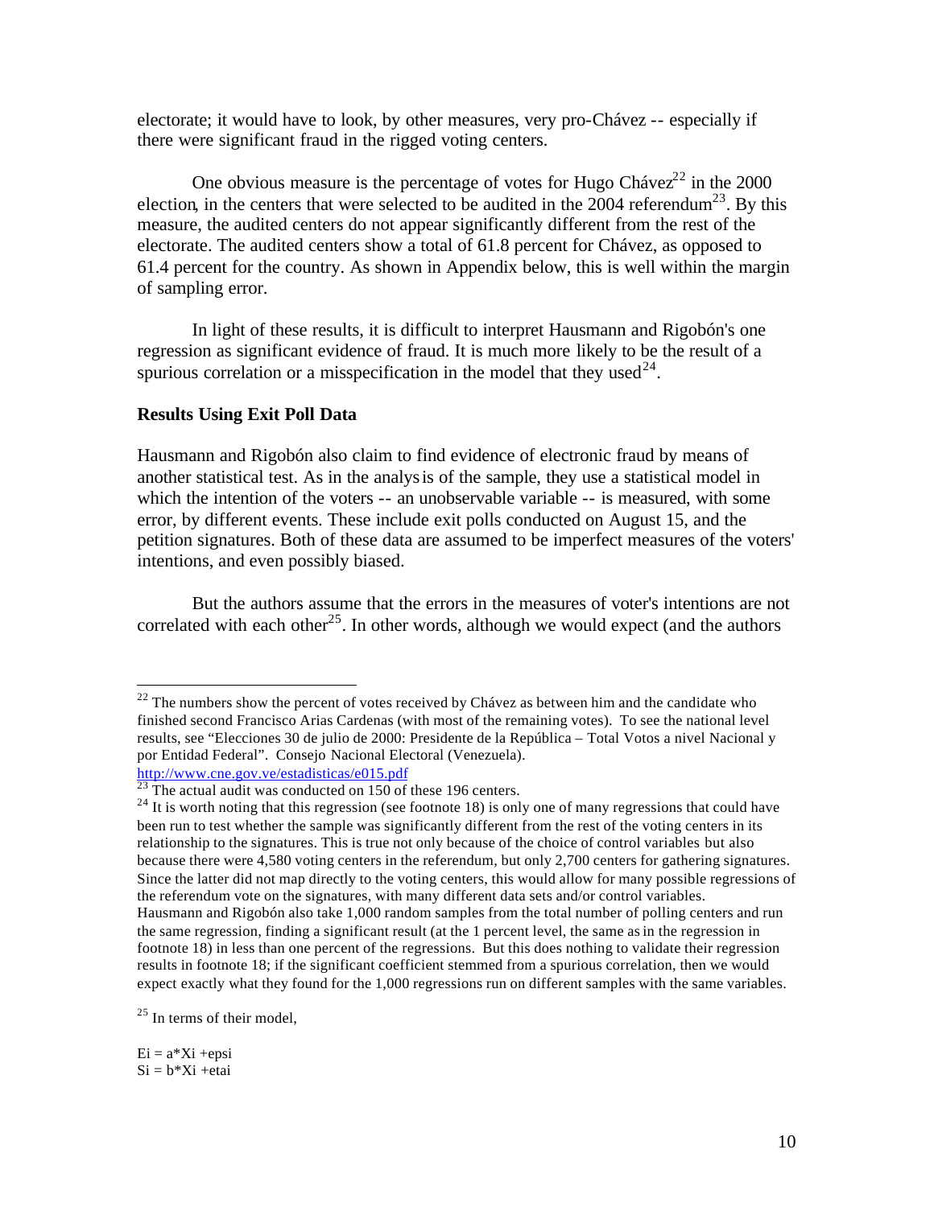electorate; it would have to look, by other measures, very pro-Chávez -- especially if there were significant fraud in the rigged voting centers.

One obvious measure is the percentage of votes for Hugo Chávez[22] in the 2000 election, in the centers that were selected to be audited in the 2004 referendum[23]. By this measure, the audited centers do not appear significantly different from the rest of the electorate. The audited centers show a total of 61.8 percent for Chávez, as opposed to 61.4 percent for the country. As shown in Appendix below, this is well within the margin of sampling error.

In light of these results, it is difficult to interpret Hausmann and Rigobón's one regression as significant evidence of fraud. It is much more likely to be the result of a spurious correlation or a misspecification in the model that they used[24].

**Results Using Exit Poll Data**

Hausmann and Rigobón also claim to find evidence of electronic fraud by means of another statistical test. As in the analysis of the sample, they use a statistical model in which the intention of the voters -- an unobservable variable -- is measured, with some error, by different events. These include exit polls conducted on August 15, and the petition signatures. Both of these data are assumed to be imperfect measures of the voters' intentions, and even possibly biased.

But the authors assume that the errors in the measures of voter's intentions are not correlated with each other[25]. In other words, although we would expect (and the authors

---

[22] The numbers show the percent of votes received by Chávez as between him and the candidate who finished second Francisco Arias Cardenas (with most of the remaining votes). To see the national level results, see "Elecciones 30 de julio de 2000: Presidente de la República – Total Votos a nivel Nacional y por Entidad Federal". Consejo Nacional Electoral (Venezuela). http://www.cne.gov.ve/estadisticas/e015.pdf

[23] The actual audit was conducted on 150 of these 196 centers.

[24] It is worth noting that this regression (see footnote 18) is only one of many regressions that could have been run to test whether the sample was significantly different from the rest of the voting centers in its relationship to the signatures. This is true not only because of the choice of control variables but also because there were 4,580 voting centers in the referendum, but only 2,700 centers for gathering signatures. Since the latter did not map directly to the voting centers, this would allow for many possible regressions of the referendum vote on the signatures, with many different data sets and/or control variables. Hausmann and Rigobón also take 1,000 random samples from the total number of polling centers and run the same regression, finding a significant result (at the 1 percent level, the same as in the regression in footnote 18) in less than one percent of the regressions. But this does nothing to validate their regression results in footnote 18; if the significant coefficient stemmed from a spurious correlation, then we would expect exactly what they found for the 1,000 regressions run on different samples with the same variables.

[25] In terms of their model,

$E_i = a*X_i + eps_i$
$S_i = b*X_i + eta_i$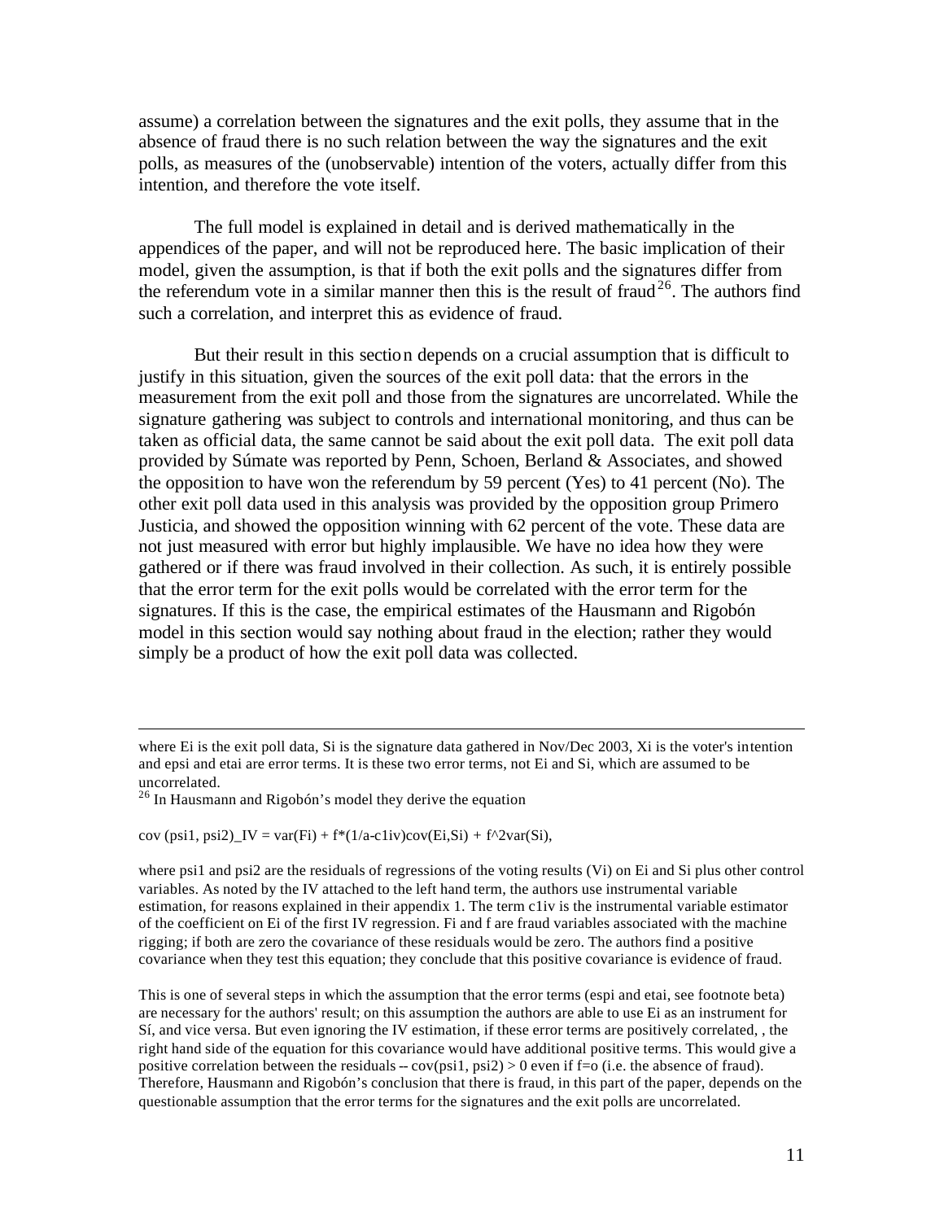assume) a correlation between the signatures and the exit polls, they assume that in the absence of fraud there is no such relation between the way the signatures and the exit polls, as measures of the (unobservable) intention of the voters, actually differ from this intention, and therefore the vote itself.

The full model is explained in detail and is derived mathematically in the appendices of the paper, and will not be reproduced here. The basic implication of their model, given the assumption, is that if both the exit polls and the signatures differ from the referendum vote in a similar manner then this is the result of fraud[26]. The authors find such a correlation, and interpret this as evidence of fraud.

But their result in this section depends on a crucial assumption that is difficult to justify in this situation, given the sources of the exit poll data: that the errors in the measurement from the exit poll and those from the signatures are uncorrelated. While the signature gathering was subject to controls and international monitoring, and thus can be taken as official data, the same cannot be said about the exit poll data. The exit poll data provided by Súmate was reported by Penn, Schoen, Berland & Associates, and showed the opposition to have won the referendum by 59 percent (Yes) to 41 percent (No). The other exit poll data used in this analysis was provided by the opposition group Primero Justicia, and showed the opposition winning with 62 percent of the vote. These data are not just measured with error but highly implausible. We have no idea how they were gathered or if there was fraud involved in their collection. As such, it is entirely possible that the error term for the exit polls would be correlated with the error term for the signatures. If this is the case, the empirical estimates of the Hausmann and Rigobón model in this section would say nothing about fraud in the election; rather they would simply be a product of how the exit poll data was collected.

---

where Ei is the exit poll data, Si is the signature data gathered in Nov/Dec 2003, Xi is the voter's intention and epsi and etai are error terms. It is these two error terms, not Ei and Si, which are assumed to be uncorrelated.

[26] In Hausmann and Rigobón's model they derive the equation

cov (psi1, psi2)_IV = var(Fi) + f*(1/a-c1iv)cov(Ei,Si) + f^2var(Si),

where psi1 and psi2 are the residuals of regressions of the voting results (Vi) on Ei and Si plus other control variables. As noted by the IV attached to the left hand term, the authors use instrumental variable estimation, for reasons explained in their appendix 1. The term c1iv is the instrumental variable estimator of the coefficient on Ei of the first IV regression. Fi and f are fraud variables associated with the machine rigging; if both are zero the covariance of these residuals would be zero. The authors find a positive covariance when they test this equation; they conclude that this positive covariance is evidence of fraud.

This is one of several steps in which the assumption that the error terms (espi and etai, see footnote beta) are necessary for the authors' result; on this assumption the authors are able to use Ei as an instrument for Sí, and vice versa. But even ignoring the IV estimation, if these error terms are positively correlated, , the right hand side of the equation for this covariance would have additional positive terms. This would give a positive correlation between the residuals -- cov(psi1, psi2) > 0 even if f=o (i.e. the absence of fraud). Therefore, Hausmann and Rigobón's conclusion that there is fraud, in this part of the paper, depends on the questionable assumption that the error terms for the signatures and the exit polls are uncorrelated.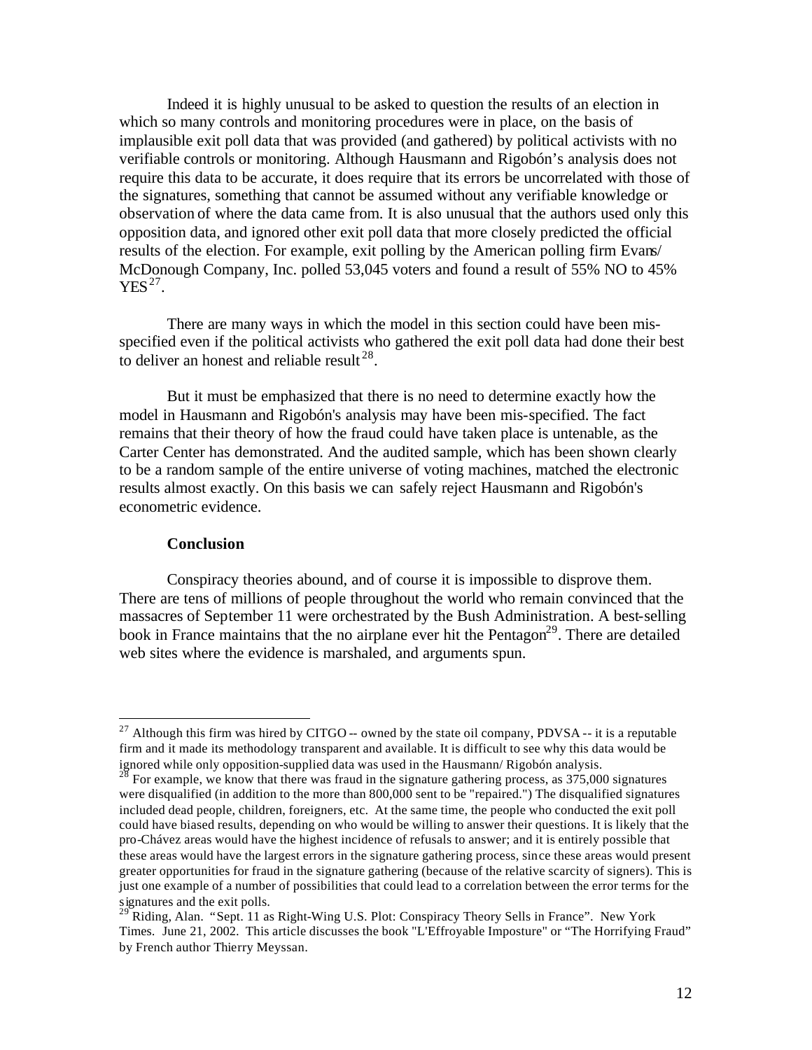Indeed it is highly unusual to be asked to question the results of an election in which so many controls and monitoring procedures were in place, on the basis of implausible exit poll data that was provided (and gathered) by political activists with no verifiable controls or monitoring. Although Hausmann and Rigobón's analysis does not require this data to be accurate, it does require that its errors be uncorrelated with those of the signatures, something that cannot be assumed without any verifiable knowledge or observation of where the data came from. It is also unusual that the authors used only this opposition data, and ignored other exit poll data that more closely predicted the official results of the election. For example, exit polling by the American polling firm Evans/ McDonough Company, Inc. polled 53,045 voters and found a result of 55% NO to 45% YES[27].

There are many ways in which the model in this section could have been mis-specified even if the political activists who gathered the exit poll data had done their best to deliver an honest and reliable result[28].

But it must be emphasized that there is no need to determine exactly how the model in Hausmann and Rigobón's analysis may have been mis-specified. The fact remains that their theory of how the fraud could have taken place is untenable, as the Carter Center has demonstrated. And the audited sample, which has been shown clearly to be a random sample of the entire universe of voting machines, matched the electronic results almost exactly. On this basis we can safely reject Hausmann and Rigobón's econometric evidence.

**Conclusion**

Conspiracy theories abound, and of course it is impossible to disprove them. There are tens of millions of people throughout the world who remain convinced that the massacres of September 11 were orchestrated by the Bush Administration. A best-selling book in France maintains that the no airplane ever hit the Pentagon[29]. There are detailed web sites where the evidence is marshaled, and arguments spun.

---

[27] Although this firm was hired by CITGO -- owned by the state oil company, PDVSA -- it is a reputable firm and it made its methodology transparent and available. It is difficult to see why this data would be ignored while only opposition-supplied data was used in the Hausmann/ Rigobón analysis.

[28] For example, we know that there was fraud in the signature gathering process, as 375,000 signatures were disqualified (in addition to the more than 800,000 sent to be "repaired.") The disqualified signatures included dead people, children, foreigners, etc. At the same time, the people who conducted the exit poll could have biased results, depending on who would be willing to answer their questions. It is likely that the pro-Chávez areas would have the highest incidence of refusals to answer; and it is entirely possible that these areas would have the largest errors in the signature gathering process, since these areas would present greater opportunities for fraud in the signature gathering (because of the relative scarcity of signers). This is just one example of a number of possibilities that could lead to a correlation between the error terms for the signatures and the exit polls.

[29] Riding, Alan. "Sept. 11 as Right-Wing U.S. Plot: Conspiracy Theory Sells in France". New York Times. June 21, 2002. This article discusses the book "L'Effroyable Imposture" or "The Horrifying Fraud" by French author Thierry Meyssan.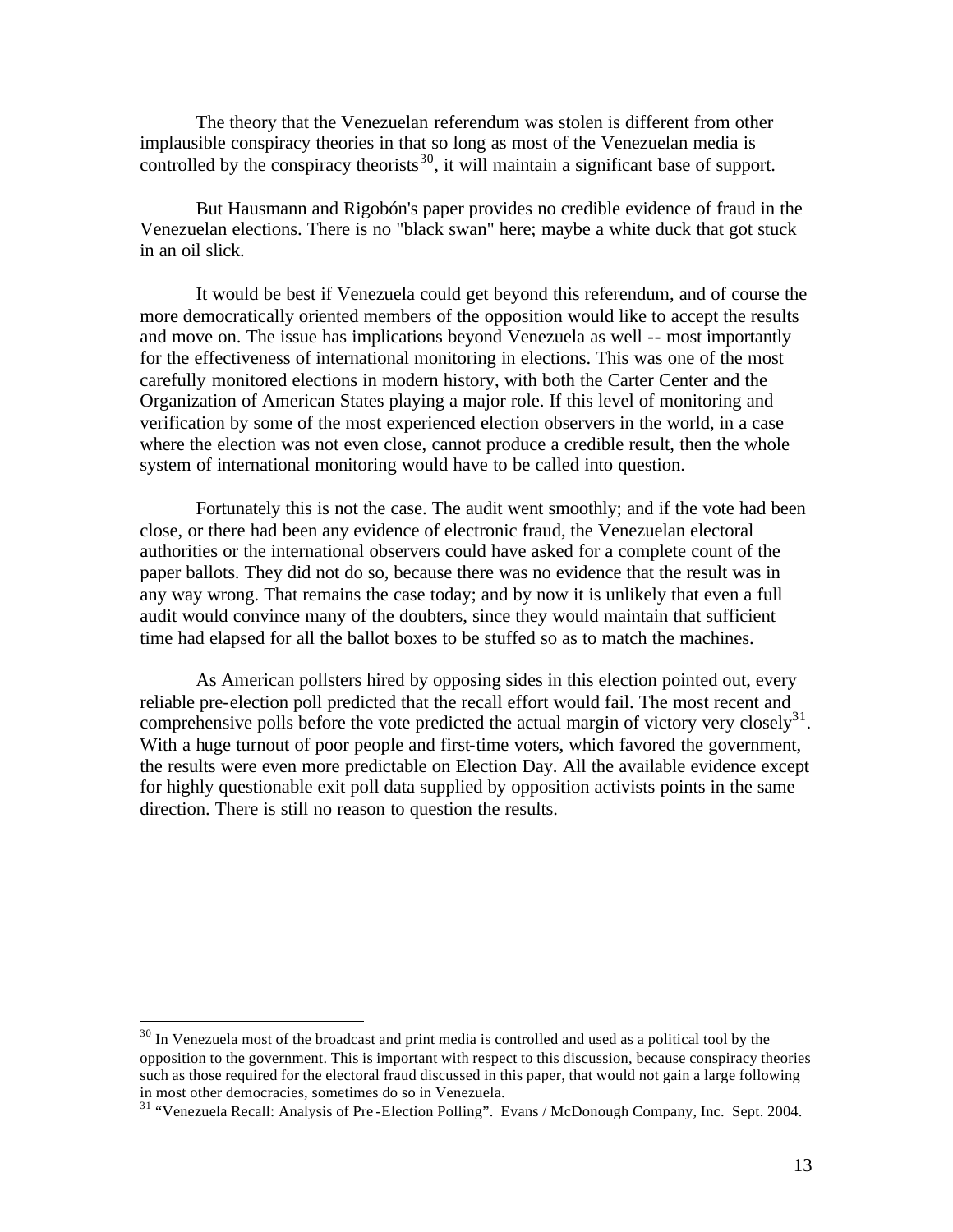The theory that the Venezuelan referendum was stolen is different from other implausible conspiracy theories in that so long as most of the Venezuelan media is controlled by the conspiracy theorists[30], it will maintain a significant base of support.

But Hausmann and Rigobón's paper provides no credible evidence of fraud in the Venezuelan elections. There is no "black swan" here; maybe a white duck that got stuck in an oil slick.

It would be best if Venezuela could get beyond this referendum, and of course the more democratically oriented members of the opposition would like to accept the results and move on. The issue has implications beyond Venezuela as well -- most importantly for the effectiveness of international monitoring in elections. This was one of the most carefully monitored elections in modern history, with both the Carter Center and the Organization of American States playing a major role. If this level of monitoring and verification by some of the most experienced election observers in the world, in a case where the election was not even close, cannot produce a credible result, then the whole system of international monitoring would have to be called into question.

Fortunately this is not the case. The audit went smoothly; and if the vote had been close, or there had been any evidence of electronic fraud, the Venezuelan electoral authorities or the international observers could have asked for a complete count of the paper ballots. They did not do so, because there was no evidence that the result was in any way wrong. That remains the case today; and by now it is unlikely that even a full audit would convince many of the doubters, since they would maintain that sufficient time had elapsed for all the ballot boxes to be stuffed so as to match the machines.

As American pollsters hired by opposing sides in this election pointed out, every reliable pre-election poll predicted that the recall effort would fail. The most recent and comprehensive polls before the vote predicted the actual margin of victory very closely[31]. With a huge turnout of poor people and first-time voters, which favored the government, the results were even more predictable on Election Day. All the available evidence except for highly questionable exit poll data supplied by opposition activists points in the same direction. There is still no reason to question the results.

---

[30] In Venezuela most of the broadcast and print media is controlled and used as a political tool by the opposition to the government. This is important with respect to this discussion, because conspiracy theories such as those required for the electoral fraud discussed in this paper, that would not gain a large following in most other democracies, sometimes do so in Venezuela.

[31] "Venezuela Recall: Analysis of Pre-Election Polling". Evans / McDonough Company, Inc. Sept. 2004.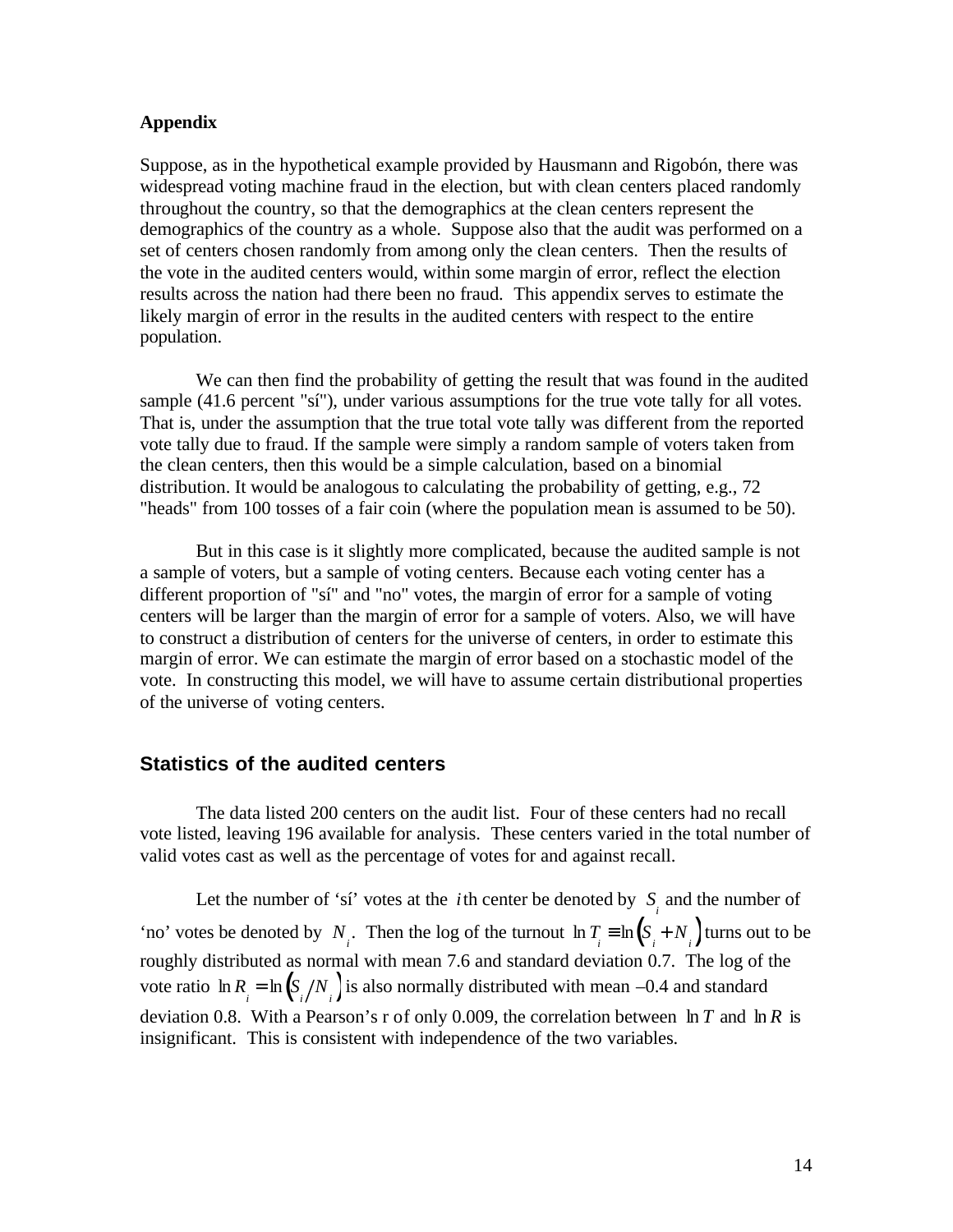**Appendix**

Suppose, as in the hypothetical example provided by Hausmann and Rigobón, there was widespread voting machine fraud in the election, but with clean centers placed randomly throughout the country, so that the demographics at the clean centers represent the demographics of the country as a whole. Suppose also that the audit was performed on a set of centers chosen randomly from among only the clean centers. Then the results of the vote in the audited centers would, within some margin of error, reflect the election results across the nation had there been no fraud. This appendix serves to estimate the likely margin of error in the results in the audited centers with respect to the entire population.

We can then find the probability of getting the result that was found in the audited sample (41.6 percent "sí"), under various assumptions for the true vote tally for all votes. That is, under the assumption that the true total vote tally was different from the reported vote tally due to fraud. If the sample were simply a random sample of voters taken from the clean centers, then this would be a simple calculation, based on a binomial distribution. It would be analogous to calculating the probability of getting, e.g., 72 "heads" from 100 tosses of a fair coin (where the population mean is assumed to be 50).

But in this case is it slightly more complicated, because the audited sample is not a sample of voters, but a sample of voting centers. Because each voting center has a different proportion of "sí" and "no" votes, the margin of error for a sample of voting centers will be larger than the margin of error for a sample of voters. Also, we will have to construct a distribution of centers for the universe of centers, in order to estimate this margin of error. We can estimate the margin of error based on a stochastic model of the vote. In constructing this model, we will have to assume certain distributional properties of the universe of voting centers.

## Statistics of the audited centers

The data listed 200 centers on the audit list. Four of these centers had no recall vote listed, leaving 196 available for analysis. These centers varied in the total number of valid votes cast as well as the percentage of votes for and against recall.

Let the number of 'sí' votes at the $i$th center be denoted by $S_i$ and the number of 'no' votes be denoted by $N_i$. Then the log of the turnout $\ln T_i \equiv \ln\left(S_i + N_i\right)$ turns out to be roughly distributed as normal with mean 7.6 and standard deviation 0.7. The log of the vote ratio $\ln R_i = \ln\left(S_i / N_i\right)$ is also normally distributed with mean –0.4 and standard deviation 0.8. With a Pearson's r of only 0.009, the correlation between $\ln T$ and $\ln R$ is insignificant. This is consistent with independence of the two variables.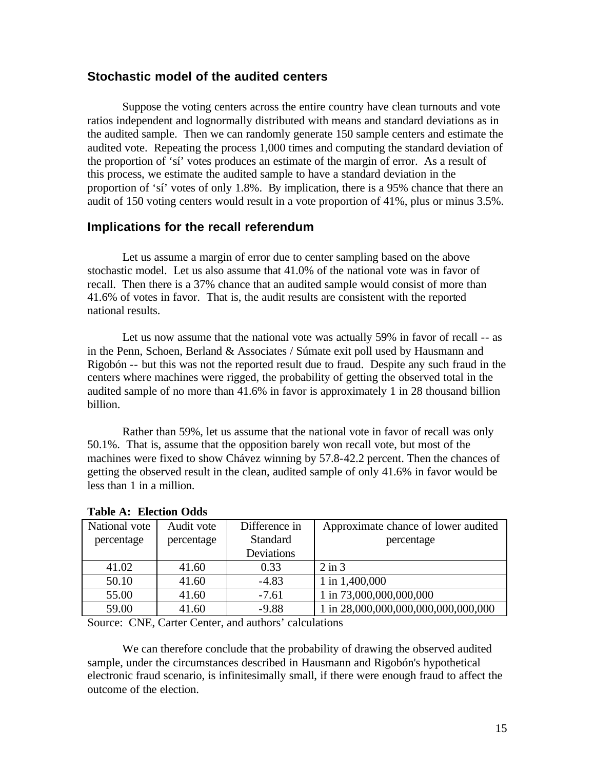## Stochastic model of the audited centers

Suppose the voting centers across the entire country have clean turnouts and vote ratios independent and lognormally distributed with means and standard deviations as in the audited sample. Then we can randomly generate 150 sample centers and estimate the audited vote. Repeating the process 1,000 times and computing the standard deviation of the proportion of 'sí' votes produces an estimate of the margin of error. As a result of this process, we estimate the audited sample to have a standard deviation in the proportion of 'sí' votes of only 1.8%. By implication, there is a 95% chance that there an audit of 150 voting centers would result in a vote proportion of 41%, plus or minus 3.5%.

## Implications for the recall referendum

Let us assume a margin of error due to center sampling based on the above stochastic model. Let us also assume that 41.0% of the national vote was in favor of recall. Then there is a 37% chance that an audited sample would consist of more than 41.6% of votes in favor. That is, the audit results are consistent with the reported national results.

Let us now assume that the national vote was actually 59% in favor of recall -- as in the Penn, Schoen, Berland & Associates / Súmate exit poll used by Hausmann and Rigobón -- but this was not the reported result due to fraud. Despite any such fraud in the centers where machines were rigged, the probability of getting the observed total in the audited sample of no more than 41.6% in favor is approximately 1 in 28 thousand billion billion.

Rather than 59%, let us assume that the national vote in favor of recall was only 50.1%. That is, assume that the opposition barely won recall vote, but most of the machines were fixed to show Chávez winning by 57.8-42.2 percent. Then the chances of getting the observed result in the clean, audited sample of only 41.6% in favor would be less than 1 in a million.

**Table A: Election Odds**

| National vote percentage | Audit vote percentage | Difference in Standard Deviations | Approximate chance of lower audited percentage |
|---|---|---|---|
| 41.02 | 41.60 | 0.33 | 2 in 3 |
| 50.10 | 41.60 | -4.83 | 1 in 1,400,000 |
| 55.00 | 41.60 | -7.61 | 1 in 73,000,000,000,000 |
| 59.00 | 41.60 | -9.88 | 1 in 28,000,000,000,000,000,000,000 |

Source: CNE, Carter Center, and authors' calculations

We can therefore conclude that the probability of drawing the observed audited sample, under the circumstances described in Hausmann and Rigobón's hypothetical electronic fraud scenario, is infinitesimally small, if there were enough fraud to affect the outcome of the election.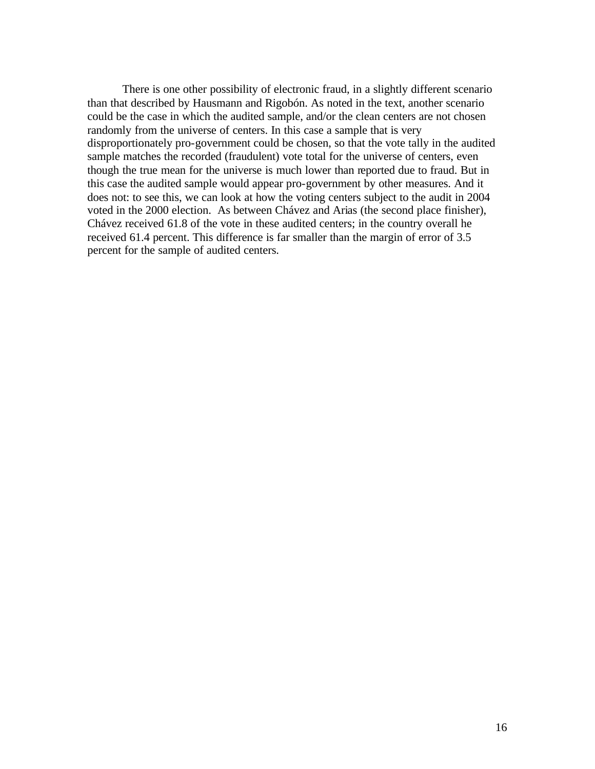There is one other possibility of electronic fraud, in a slightly different scenario than that described by Hausmann and Rigobón. As noted in the text, another scenario could be the case in which the audited sample, and/or the clean centers are not chosen randomly from the universe of centers. In this case a sample that is very disproportionately pro-government could be chosen, so that the vote tally in the audited sample matches the recorded (fraudulent) vote total for the universe of centers, even though the true mean for the universe is much lower than reported due to fraud. But in this case the audited sample would appear pro-government by other measures. And it does not: to see this, we can look at how the voting centers subject to the audit in 2004 voted in the 2000 election. As between Chávez and Arias (the second place finisher), Chávez received 61.8 of the vote in these audited centers; in the country overall he received 61.4 percent. This difference is far smaller than the margin of error of 3.5 percent for the sample of audited centers.